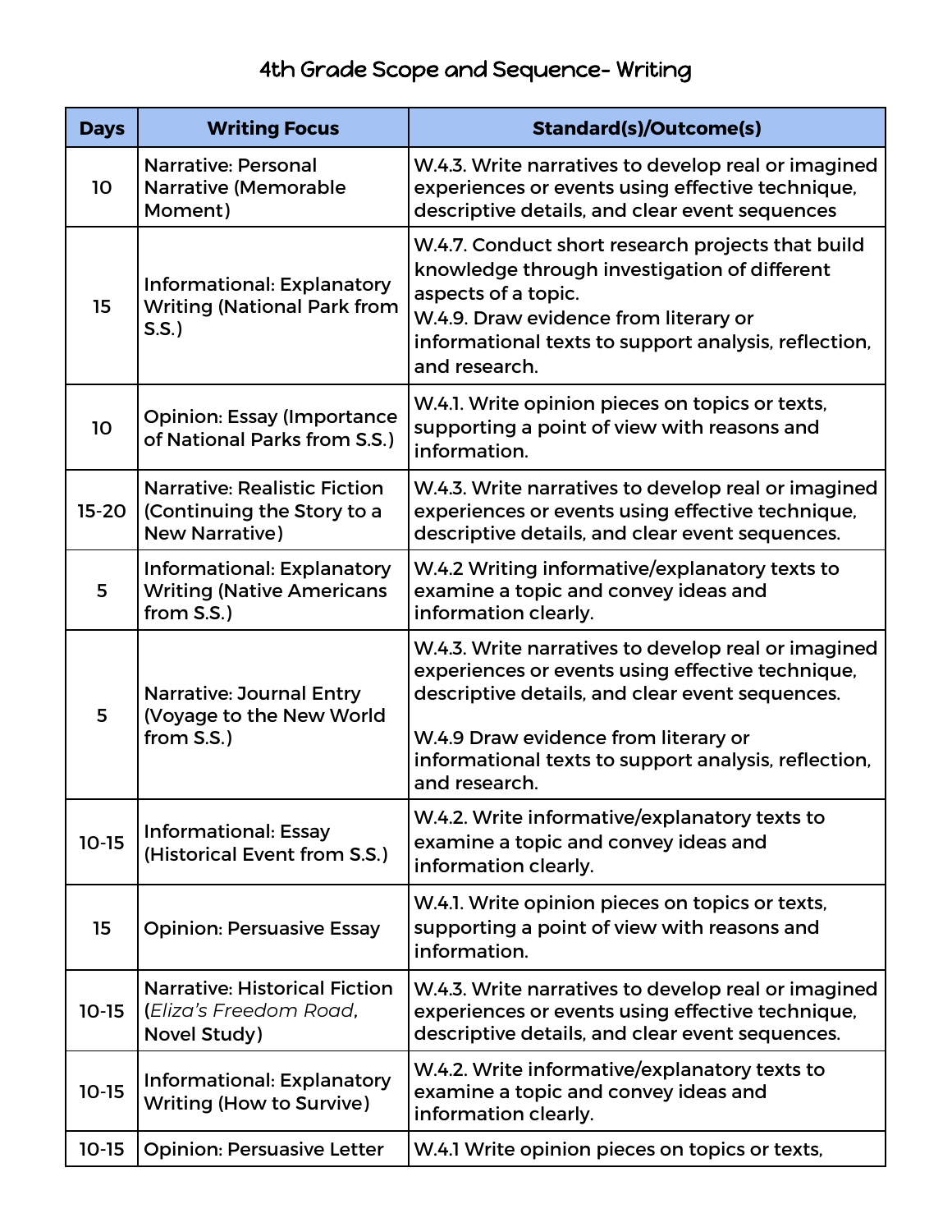# 4th Grade Scope and Sequence- Writing

| Days | Writing Focus | Standard(s)/Outcome(s) |
|---|---|---|
| 10 | Narrative: Personal Narrative (Memorable Moment) | W.4.3. Write narratives to develop real or imagined experiences or events using effective technique, descriptive details, and clear event sequences |
| 15 | Informational: Explanatory Writing (National Park from S.S.) | W.4.7. Conduct short research projects that build knowledge through investigation of different aspects of a topic.<br>W.4.9. Draw evidence from literary or informational texts to support analysis, reflection, and research. |
| 10 | Opinion: Essay (Importance of National Parks from S.S.) | W.4.1. Write opinion pieces on topics or texts, supporting a point of view with reasons and information. |
| 15-20 | Narrative: Realistic Fiction (Continuing the Story to a New Narrative) | W.4.3. Write narratives to develop real or imagined experiences or events using effective technique, descriptive details, and clear event sequences. |
| 5 | Informational: Explanatory Writing (Native Americans from S.S.) | W.4.2 Writing informative/explanatory texts to examine a topic and convey ideas and information clearly. |
| 5 | Narrative: Journal Entry (Voyage to the New World from S.S.) | W.4.3. Write narratives to develop real or imagined experiences or events using effective technique, descriptive details, and clear event sequences.<br><br>W.4.9 Draw evidence from literary or informational texts to support analysis, reflection, and research. |
| 10-15 | Informational: Essay (Historical Event from S.S.) | W.4.2. Write informative/explanatory texts to examine a topic and convey ideas and information clearly. |
| 15 | Opinion: Persuasive Essay | W.4.1. Write opinion pieces on topics or texts, supporting a point of view with reasons and information. |
| 10-15 | Narrative: Historical Fiction (*Eliza's Freedom Road*, Novel Study) | W.4.3. Write narratives to develop real or imagined experiences or events using effective technique, descriptive details, and clear event sequences. |
| 10-15 | Informational: Explanatory Writing (How to Survive) | W.4.2. Write informative/explanatory texts to examine a topic and convey ideas and information clearly. |
| 10-15 | Opinion: Persuasive Letter | W.4.1 Write opinion pieces on topics or texts, |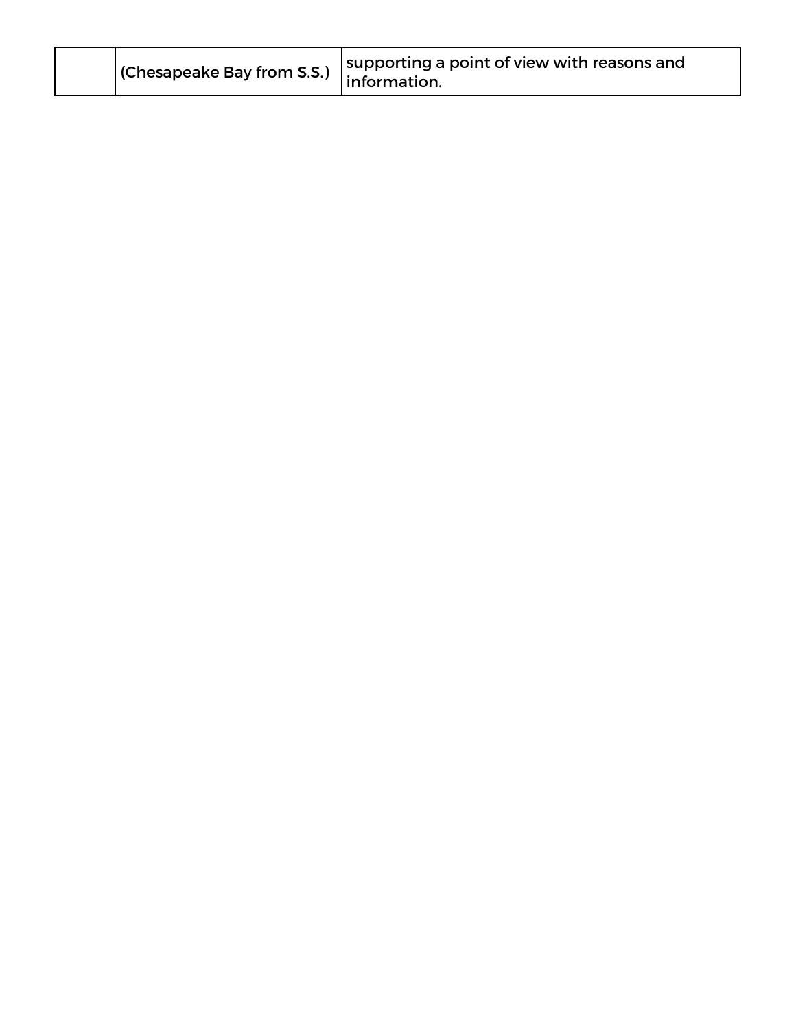| | | |
|---|---|---|
| | (Chesapeake Bay from S.S.) | supporting a point of view with reasons and information. |